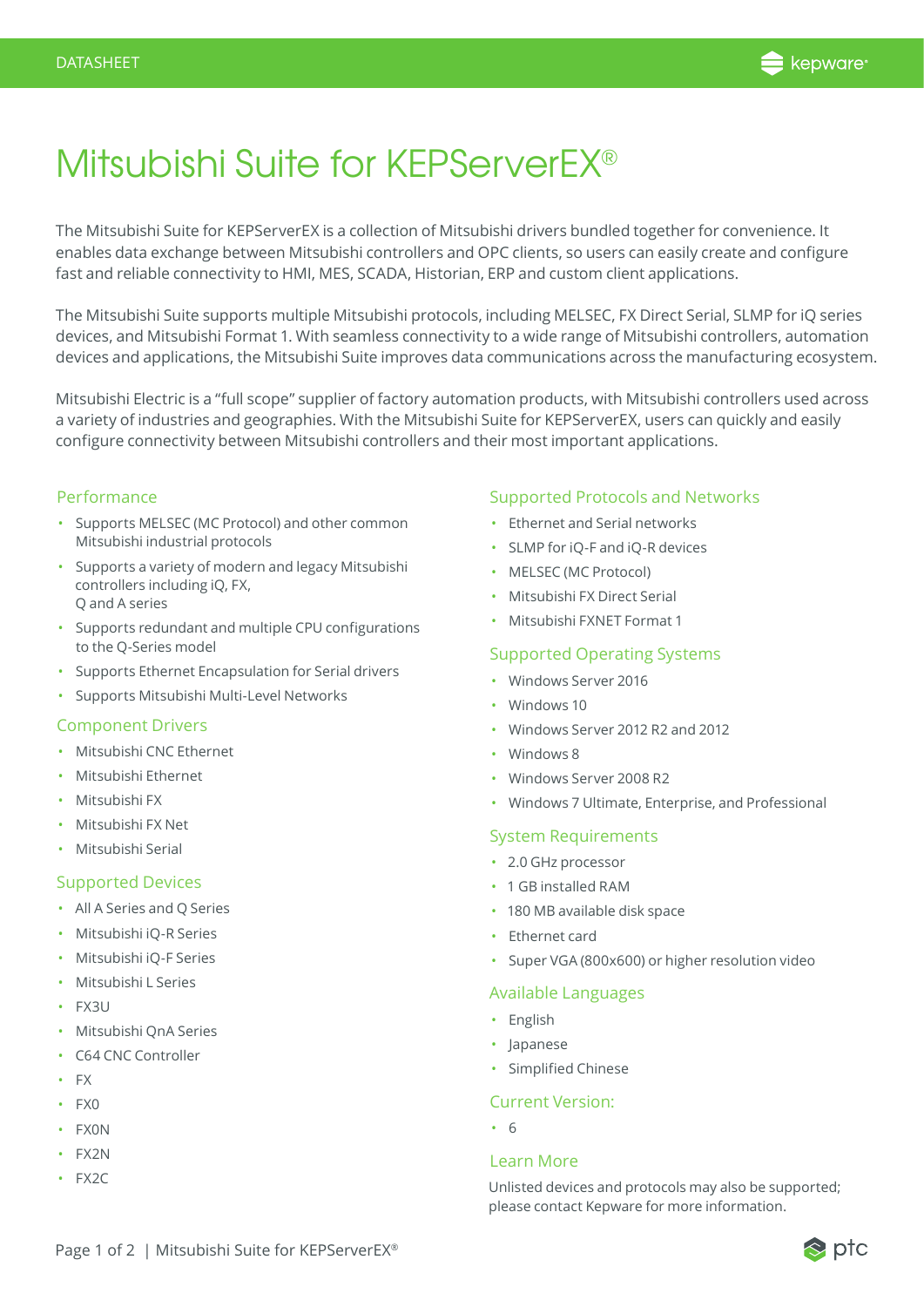# Mitsubishi Suite for KEPServerEX®

The Mitsubishi Suite for KEPServerEX is a collection of Mitsubishi drivers bundled together for convenience. It enables data exchange between Mitsubishi controllers and OPC clients, so users can easily create and configure fast and reliable connectivity to HMI, MES, SCADA, Historian, ERP and custom client applications.

The Mitsubishi Suite supports multiple Mitsubishi protocols, including MELSEC, FX Direct Serial, SLMP for iQ series devices, and Mitsubishi Format 1. With seamless connectivity to a wide range of Mitsubishi controllers, automation devices and applications, the Mitsubishi Suite improves data communications across the manufacturing ecosystem.

Mitsubishi Electric is a "full scope" supplier of factory automation products, with Mitsubishi controllers used across a variety of industries and geographies. With the Mitsubishi Suite for KEPServerEX, users can quickly and easily configure connectivity between Mitsubishi controllers and their most important applications.

## Performance

- Supports MELSEC (MC Protocol) and other common Mitsubishi industrial protocols
- Supports a variety of modern and legacy Mitsubishi controllers including iQ, FX, Q and A series
- Supports redundant and multiple CPU configurations to the Q-Series model
- Supports Ethernet Encapsulation for Serial drivers
- Supports Mitsubishi Multi-Level Networks

## Component Drivers

- Mitsubishi CNC Ethernet
- Mitsubishi Ethernet
- Mitsubishi FX
- Mitsubishi FX Net
- Mitsubishi Serial

## Supported Devices

- All A Series and Q Series
- Mitsubishi iQ-R Series
- Mitsubishi iQ-F Series
- Mitsubishi L Series
- FX3U
- Mitsubishi QnA Series
- C64 CNC Controller
- FX
- FX0
- FX0N
- FX2N
- FX2C

## Supported Protocols and Networks

- Ethernet and Serial networks
- SLMP for iQ-F and iQ-R devices
- MELSEC (MC Protocol)
- Mitsubishi FX Direct Serial
- Mitsubishi FXNET Format 1

## Supported Operating Systems

- Windows Server 2016
- Windows 10
- Windows Server 2012 R2 and 2012
- Windows 8
- Windows Server 2008 R2
- Windows 7 Ultimate, Enterprise, and Professional

## System Requirements

- 2.0 GHz processor
- 1 GB installed RAM
- 180 MB available disk space
- Ethernet card
- Super VGA (800x600) or higher resolution video

## Available Languages

- English
- Japanese
- Simplified Chinese

## Current Version:

- 6

## Learn More

Unlisted devices and protocols may also be supported; please contact Kepware for more information.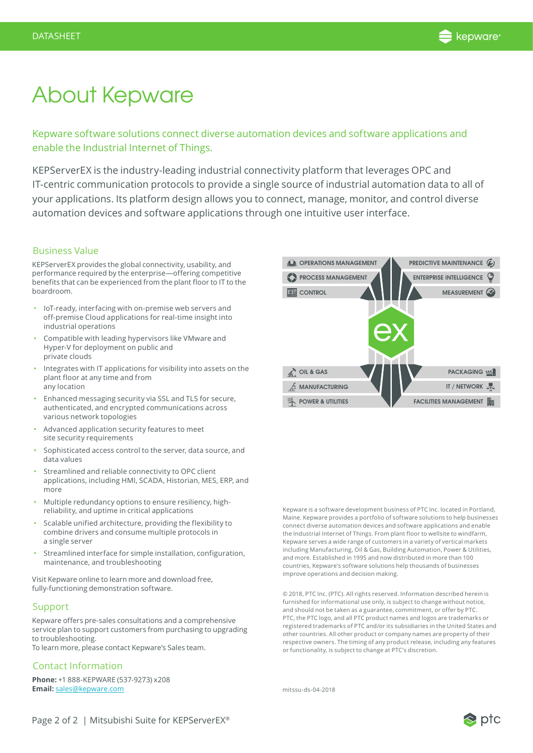# About Kepware

Kepware software solutions connect diverse automation devices and software applications and enable the Industrial Internet of Things.

KEPServerEX is the industry-leading industrial connectivity platform that leverages OPC and IT-centric communication protocols to provide a single source of industrial automation data to all of your applications. Its platform design allows you to connect, manage, monitor, and control diverse automation devices and software applications through one intuitive user interface.

## Business Value

KEPServerEX provides the global connectivity, usability, and performance required by the enterprise—offering competitive benefits that can be experienced from the plant floor to IT to the boardroom.

- IoT-ready, interfacing with on-premise web servers and off-premise Cloud applications for real-time insight into industrial operations
- Compatible with leading hypervisors like VMware and Hyper-V for deployment on public and private clouds
- Integrates with IT applications for visibility into assets on the plant floor at any time and from any location
- Enhanced messaging security via SSL and TLS for secure, authenticated, and encrypted communications across various network topologies
- Advanced application security features to meet site security requirements
- Sophisticated access control to the server, data source, and data values
- Streamlined and reliable connectivity to OPC client applications, including HMI, SCADA, Historian, MES, ERP, and more
- Multiple redundancy options to ensure resiliency, high-reliability, and uptime in critical applications
- Scalable unified architecture, providing the flexibility to combine drivers and consume multiple protocols in a single server
- Streamlined interface for simple installation, configuration, maintenance, and troubleshooting

Visit Kepware online to learn more and download free, fully-functioning demonstration software.

## Support

Kepware offers pre-sales consultations and a comprehensive service plan to support customers from purchasing to upgrading to troubleshooting.
To learn more, please contact Kepware's Sales team.

## Contact Information

**Phone:** +1 888-KEPWARE (537-9273) x208
**Email:** sales@kepware.com

OPERATIONS MANAGEMENT
PROCESS MANAGEMENT
CONTROL
PREDICTIVE MAINTENANCE
ENTERPRISE INTELLIGENCE
MEASUREMENT
ex
OIL & GAS
MANUFACTURING
POWER & UTILITIES
PACKAGING
IT / NETWORK
FACILITIES MANAGEMENT

Kepware is a software development business of PTC Inc. located in Portland, Maine. Kepware provides a portfolio of software solutions to help businesses connect diverse automation devices and software applications and enable the Industrial Internet of Things. From plant floor to wellsite to windfarm, Kepware serves a wide range of customers in a variety of vertical markets including Manufacturing, Oil & Gas, Building Automation, Power & Utilities, and more. Established in 1995 and now distributed in more than 100 countries, Kepware's software solutions help thousands of businesses improve operations and decision making.

© 2018, PTC Inc. (PTC). All rights reserved. Information described herein is furnished for informational use only, is subject to change without notice, and should not be taken as a guarantee, commitment, or offer by PTC. PTC, the PTC logo, and all PTC product names and logos are trademarks or registered trademarks of PTC and/or its subsidiaries in the United States and other countries. All other product or company names are property of their respective owners. The timing of any product release, including any features or functionality, is subject to change at PTC's discretion.

mitssu-ds-04-2018